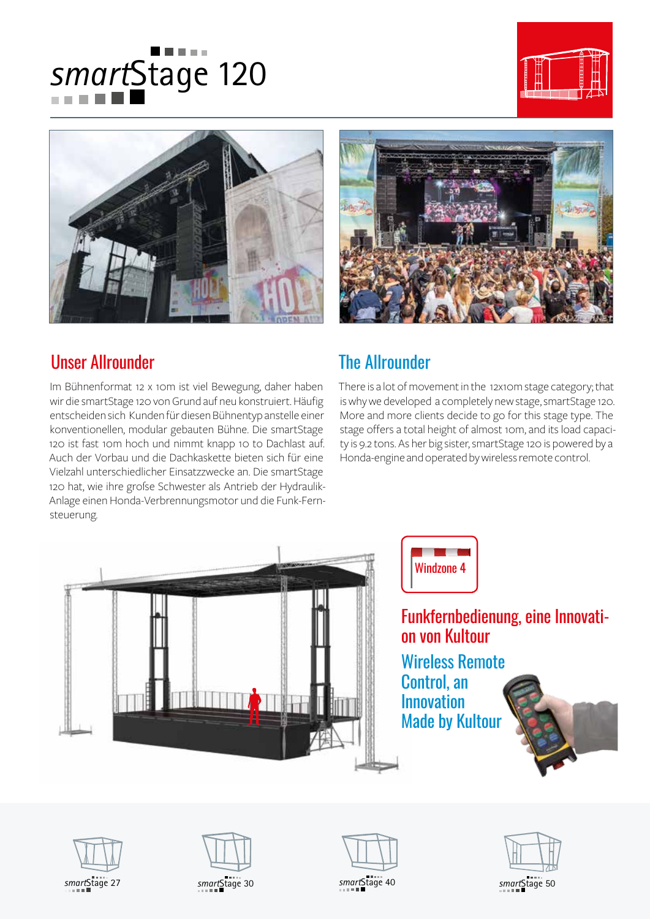# smartStage 120

## Unser Allrounder

Im Bühnenformat 12 x 10m ist viel Bewegung, daher haben wir die smartStage 120 von Grund auf neu konstruiert. Häufig entscheiden sich Kunden für diesen Bühnentyp anstelle einer konventionellen, modular gebauten Bühne. Die smartStage 120 ist fast 10m hoch und nimmt knapp 10 to Dachlast auf. Auch der Vorbau und die Dachkaskette bieten sich für eine Vielzahl unterschiedlicher Einsatzzwecke an. Die smartStage 120 hat, wie ihre große Schwester als Antrieb der Hydraulik-Anlage einen Honda-Verbrennungsmotor und die Funk-Fernsteuerung.

## The Allrounder

There is a lot of movement in the 12x10m stage category; that is why we developed a completely new stage, smartStage 120. More and more clients decide to go for this stage type. The stage offers a total height of almost 10m, and its load capacity is 9.2 tons. As her big sister, smartStage 120 is powered by a Honda-engine and operated by wireless remote control.

Windzone 4

## Funkfernbedienung, eine Innovation von Kultour

## Wireless Remote Control, an Innovation Made by Kultour

smartStage 27

smartStage 30

smartStage 40

smartStage 50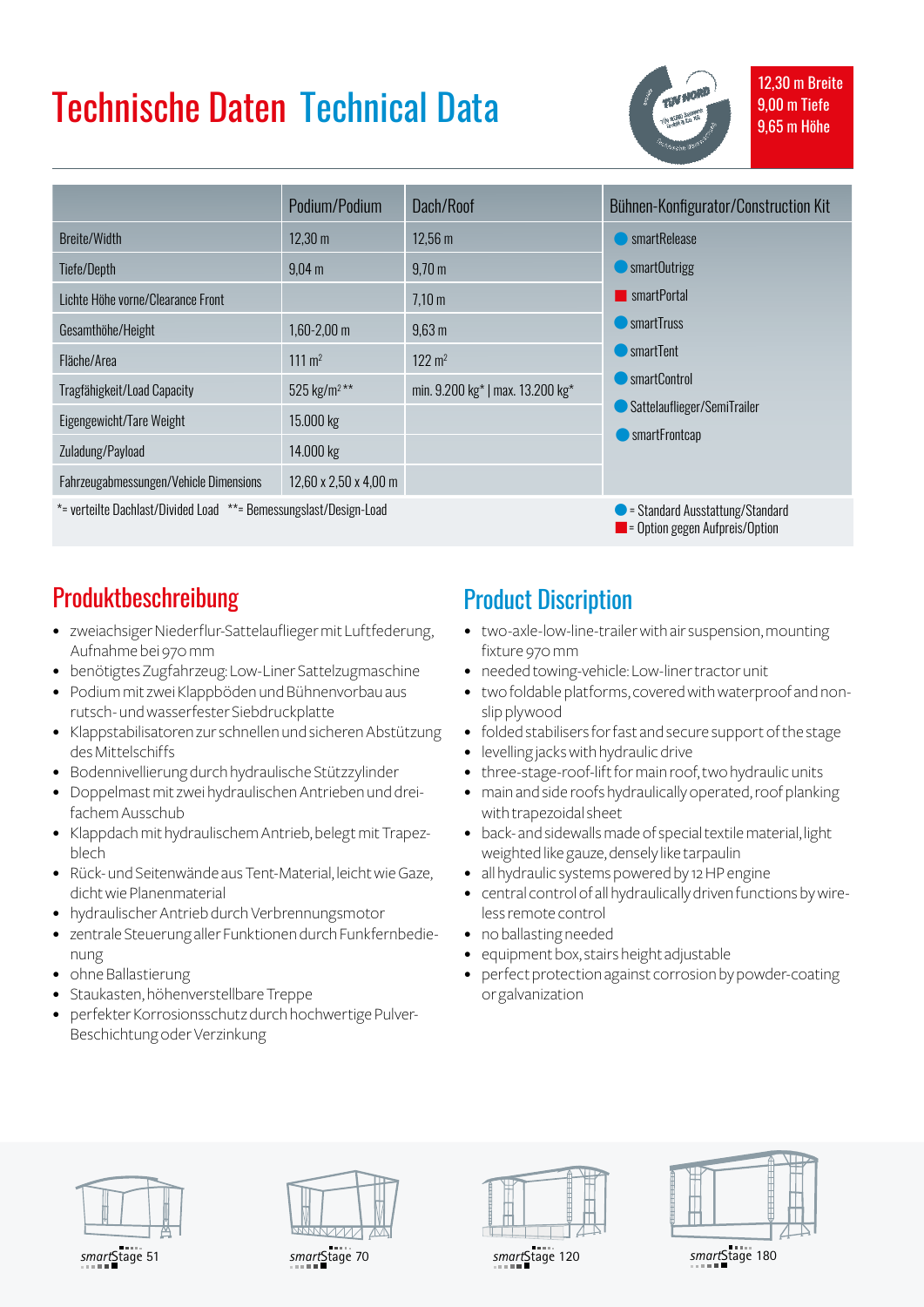# Technische Daten Technical Data

12,30 m Breite
9,00 m Tiefe
9,65 m Höhe

| | Podium/Podium | Dach/Roof | Bühnen-Konfigurator/Construction Kit |
|---|---|---|---|
| Breite/Width | 12,30 m | 12,56 m | ● smartRelease |
| Tiefe/Depth | 9,04 m | 9,70 m | ● smartOutrigg |
| Lichte Höhe vorne/Clearance Front | | 7,10 m | ■ smartPortal |
| Gesamthöhe/Height | 1,60-2,00 m | 9,63 m | ● smartTruss |
| Fläche/Area | 111 m² | 122 m² | ● smartTent |
| Tragfähigkeit/Load Capacity | 525 kg/m²** | min. 9.200 kg* \| max. 13.200 kg* | ● smartControl |
| Eigengewicht/Tare Weight | 15.000 kg | | ● Sattelauflieger/SemiTrailer |
| Zuladung/Payload | 14.000 kg | | ● smartFrontcap |
| Fahrzeugabmessungen/Vehicle Dimensions | 12,60 x 2,50 x 4,00 m | | |

*= verteilte Dachlast/Divided Load **= Bemessungslast/Design-Load

● = Standard Ausstattung/Standard
■ = Option gegen Aufpreis/Option

## Produktbeschreibung

- zweiachsiger Niederflur-Sattelauflieger mit Luftfederung, Aufnahme bei 970 mm
- benötigtes Zugfahrzeug: Low-Liner Sattelzugmaschine
- Podium mit zwei Klappböden und Bühnenvorbau aus rutsch- und wasserfester Siebdruckplatte
- Klappstabilisatoren zur schnellen und sicheren Abstützung des Mittelschiffs
- Bodennivellierung durch hydraulische Stützzylinder
- Doppelmast mit zwei hydraulischen Antrieben und dreifachem Ausschub
- Klappdach mit hydraulischem Antrieb, belegt mit Trapezblech
- Rück- und Seitenwände aus Tent-Material, leicht wie Gaze, dicht wie Planenmaterial
- hydraulischer Antrieb durch Verbrennungsmotor
- zentrale Steuerung aller Funktionen durch Funkfernbedienung
- ohne Ballastierung
- Staukasten, höhenverstellbare Treppe
- perfekter Korrosionsschutz durch hochwertige Pulver-Beschichtung oder Verzinkung

## Product Discription

- two-axle-low-line-trailer with air suspension, mounting fixture 970 mm
- needed towing-vehicle: Low-liner tractor unit
- two foldable platforms, covered with waterproof and non-slip plywood
- folded stabilisers for fast and secure support of the stage
- levelling jacks with hydraulic drive
- three-stage-roof-lift for main roof, two hydraulic units
- main and side roofs hydraulically operated, roof planking with trapezoidal sheet
- back- and sidewalls made of special textile material, light weighted like gauze, densely like tarpaulin
- all hydraulic systems powered by 12 HP engine
- central control of all hydraulically driven functions by wireless remote control
- no ballasting needed
- equipment box, stairs height adjustable
- perfect protection against corrosion by powder-coating or galvanization

smartStage 51 smartStage 70 smartStage 120 smartStage 180